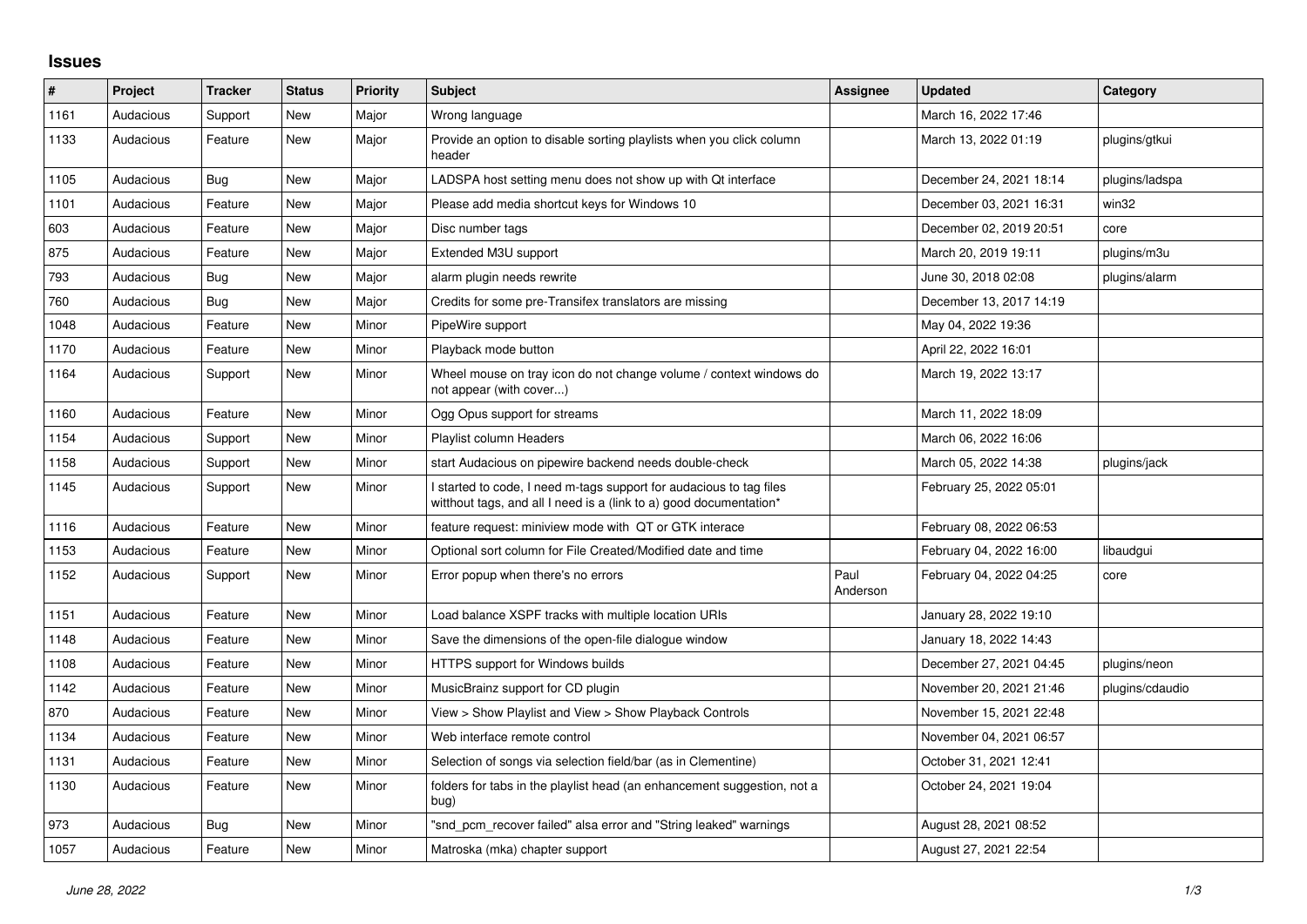## Issues

| # | Project | Tracker | Status | Priority | Subject | Assignee | Updated | Category |
|---|---|---|---|---|---|---|---|---|
| 1161 | Audacious | Support | New | Major | Wrong language | | March 16, 2022 17:46 | |
| 1133 | Audacious | Feature | New | Major | Provide an option to disable sorting playlists when you click column header | | March 13, 2022 01:19 | plugins/gtkui |
| 1105 | Audacious | Bug | New | Major | LADSPA host setting menu does not show up with Qt interface | | December 24, 2021 18:14 | plugins/ladspa |
| 1101 | Audacious | Feature | New | Major | Please add media shortcut keys for Windows 10 | | December 03, 2021 16:31 | win32 |
| 603 | Audacious | Feature | New | Major | Disc number tags | | December 02, 2019 20:51 | core |
| 875 | Audacious | Feature | New | Major | Extended M3U support | | March 20, 2019 19:11 | plugins/m3u |
| 793 | Audacious | Bug | New | Major | alarm plugin needs rewrite | | June 30, 2018 02:08 | plugins/alarm |
| 760 | Audacious | Bug | New | Major | Credits for some pre-Transifex translators are missing | | December 13, 2017 14:19 | |
| 1048 | Audacious | Feature | New | Minor | PipeWire support | | May 04, 2022 19:36 | |
| 1170 | Audacious | Feature | New | Minor | Playback mode button | | April 22, 2022 16:01 | |
| 1164 | Audacious | Support | New | Minor | Wheel mouse on tray icon do not change volume / context windows do not appear (with cover...) | | March 19, 2022 13:17 | |
| 1160 | Audacious | Feature | New | Minor | Ogg Opus support for streams | | March 11, 2022 18:09 | |
| 1154 | Audacious | Support | New | Minor | Playlist column Headers | | March 06, 2022 16:06 | |
| 1158 | Audacious | Support | New | Minor | start Audacious on pipewire backend needs double-check | | March 05, 2022 14:38 | plugins/jack |
| 1145 | Audacious | Support | New | Minor | I started to code, I need m-tags support for audacious to tag files witthout tags, and all I need is a (link to a) good documentation* | | February 25, 2022 05:01 | |
| 1116 | Audacious | Feature | New | Minor | feature request: miniview mode with QT or GTK interace | | February 08, 2022 06:53 | |
| 1153 | Audacious | Feature | New | Minor | Optional sort column for File Created/Modified date and time | | February 04, 2022 16:00 | libaudgui |
| 1152 | Audacious | Support | New | Minor | Error popup when there's no errors | Paul Anderson | February 04, 2022 04:25 | core |
| 1151 | Audacious | Feature | New | Minor | Load balance XSPF tracks with multiple location URIs | | January 28, 2022 19:10 | |
| 1148 | Audacious | Feature | New | Minor | Save the dimensions of the open-file dialogue window | | January 18, 2022 14:43 | |
| 1108 | Audacious | Feature | New | Minor | HTTPS support for Windows builds | | December 27, 2021 04:45 | plugins/neon |
| 1142 | Audacious | Feature | New | Minor | MusicBrainz support for CD plugin | | November 20, 2021 21:46 | plugins/cdaudio |
| 870 | Audacious | Feature | New | Minor | View > Show Playlist and View > Show Playback Controls | | November 15, 2021 22:48 | |
| 1134 | Audacious | Feature | New | Minor | Web interface remote control | | November 04, 2021 06:57 | |
| 1131 | Audacious | Feature | New | Minor | Selection of songs via selection field/bar (as in Clementine) | | October 31, 2021 12:41 | |
| 1130 | Audacious | Feature | New | Minor | folders for tabs in the playlist head (an enhancement suggestion, not a bug) | | October 24, 2021 19:04 | |
| 973 | Audacious | Bug | New | Minor | "snd_pcm_recover failed" alsa error and "String leaked" warnings | | August 28, 2021 08:52 | |
| 1057 | Audacious | Feature | New | Minor | Matroska (mka) chapter support | | August 27, 2021 22:54 | |

*June 28, 2022*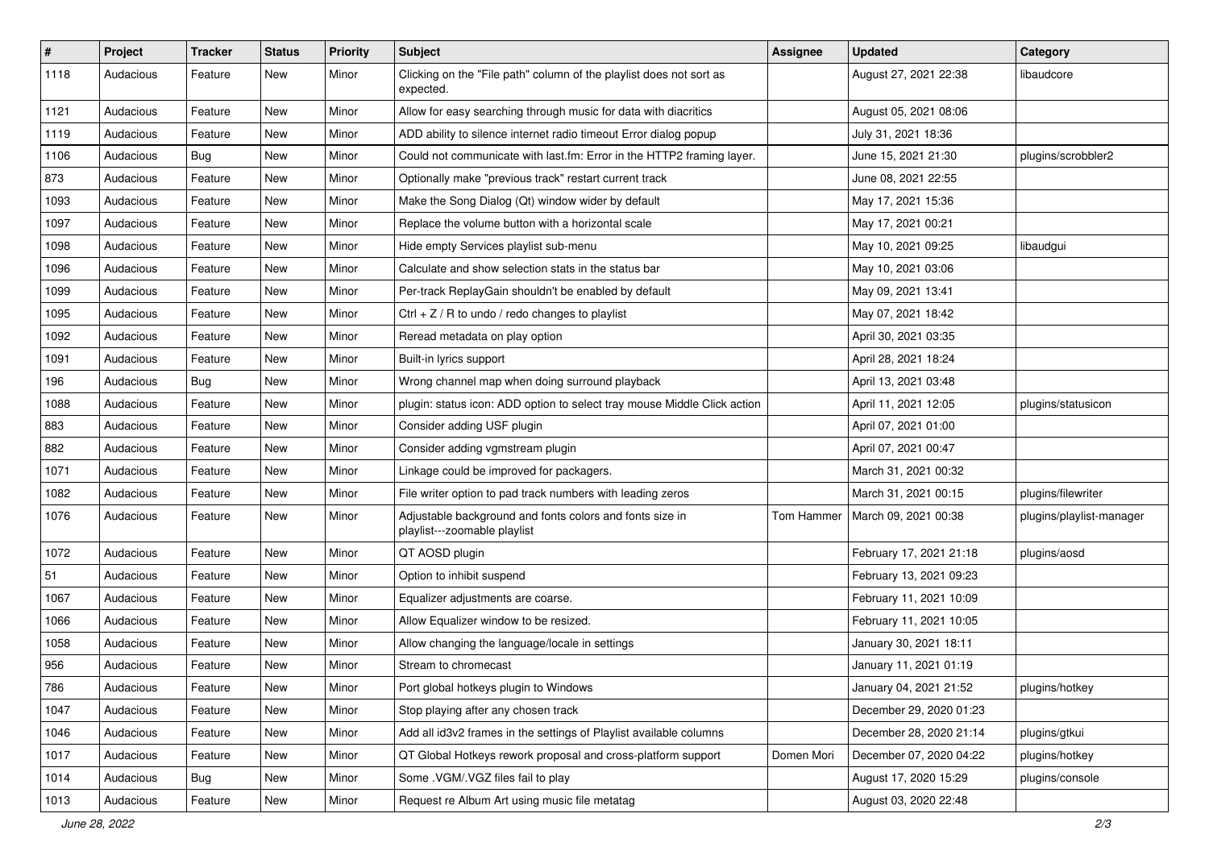| # | Project | Tracker | Status | Priority | Subject | Assignee | Updated | Category |
|---|---|---|---|---|---|---|---|---|
| 1118 | Audacious | Feature | New | Minor | Clicking on the "File path" column of the playlist does not sort as expected. | | August 27, 2021 22:38 | libaudcore |
| 1121 | Audacious | Feature | New | Minor | Allow for easy searching through music for data with diacritics | | August 05, 2021 08:06 | |
| 1119 | Audacious | Feature | New | Minor | ADD ability to silence internet radio timeout Error dialog popup | | July 31, 2021 18:36 | |
| 1106 | Audacious | Bug | New | Minor | Could not communicate with last.fm: Error in the HTTP2 framing layer. | | June 15, 2021 21:30 | plugins/scrobbler2 |
| 873 | Audacious | Feature | New | Minor | Optionally make "previous track" restart current track | | June 08, 2021 22:55 | |
| 1093 | Audacious | Feature | New | Minor | Make the Song Dialog (Qt) window wider by default | | May 17, 2021 15:36 | |
| 1097 | Audacious | Feature | New | Minor | Replace the volume button with a horizontal scale | | May 17, 2021 00:21 | |
| 1098 | Audacious | Feature | New | Minor | Hide empty Services playlist sub-menu | | May 10, 2021 09:25 | libaudgui |
| 1096 | Audacious | Feature | New | Minor | Calculate and show selection stats in the status bar | | May 10, 2021 03:06 | |
| 1099 | Audacious | Feature | New | Minor | Per-track ReplayGain shouldn't be enabled by default | | May 09, 2021 13:41 | |
| 1095 | Audacious | Feature | New | Minor | Ctrl + Z / R to undo / redo changes to playlist | | May 07, 2021 18:42 | |
| 1092 | Audacious | Feature | New | Minor | Reread metadata on play option | | April 30, 2021 03:35 | |
| 1091 | Audacious | Feature | New | Minor | Built-in lyrics support | | April 28, 2021 18:24 | |
| 196 | Audacious | Bug | New | Minor | Wrong channel map when doing surround playback | | April 13, 2021 03:48 | |
| 1088 | Audacious | Feature | New | Minor | plugin: status icon: ADD option to select tray mouse Middle Click action | | April 11, 2021 12:05 | plugins/statusicon |
| 883 | Audacious | Feature | New | Minor | Consider adding USF plugin | | April 07, 2021 01:00 | |
| 882 | Audacious | Feature | New | Minor | Consider adding vgmstream plugin | | April 07, 2021 00:47 | |
| 1071 | Audacious | Feature | New | Minor | Linkage could be improved for packagers. | | March 31, 2021 00:32 | |
| 1082 | Audacious | Feature | New | Minor | File writer option to pad track numbers with leading zeros | | March 31, 2021 00:15 | plugins/filewriter |
| 1076 | Audacious | Feature | New | Minor | Adjustable background and fonts colors and fonts size in playlist---zoomable playlist | Tom Hammer | March 09, 2021 00:38 | plugins/playlist-manager |
| 1072 | Audacious | Feature | New | Minor | QT AOSD plugin | | February 17, 2021 21:18 | plugins/aosd |
| 51 | Audacious | Feature | New | Minor | Option to inhibit suspend | | February 13, 2021 09:23 | |
| 1067 | Audacious | Feature | New | Minor | Equalizer adjustments are coarse. | | February 11, 2021 10:09 | |
| 1066 | Audacious | Feature | New | Minor | Allow Equalizer window to be resized. | | February 11, 2021 10:05 | |
| 1058 | Audacious | Feature | New | Minor | Allow changing the language/locale in settings | | January 30, 2021 18:11 | |
| 956 | Audacious | Feature | New | Minor | Stream to chromecast | | January 11, 2021 01:19 | |
| 786 | Audacious | Feature | New | Minor | Port global hotkeys plugin to Windows | | January 04, 2021 21:52 | plugins/hotkey |
| 1047 | Audacious | Feature | New | Minor | Stop playing after any chosen track | | December 29, 2020 01:23 | |
| 1046 | Audacious | Feature | New | Minor | Add all id3v2 frames in the settings of Playlist available columns | | December 28, 2020 21:14 | plugins/gtkui |
| 1017 | Audacious | Feature | New | Minor | QT Global Hotkeys rework proposal and cross-platform support | Domen Mori | December 07, 2020 04:22 | plugins/hotkey |
| 1014 | Audacious | Bug | New | Minor | Some .VGM/.VGZ files fail to play | | August 17, 2020 15:29 | plugins/console |
| 1013 | Audacious | Feature | New | Minor | Request re Album Art using music file metatag | | August 03, 2020 22:48 | |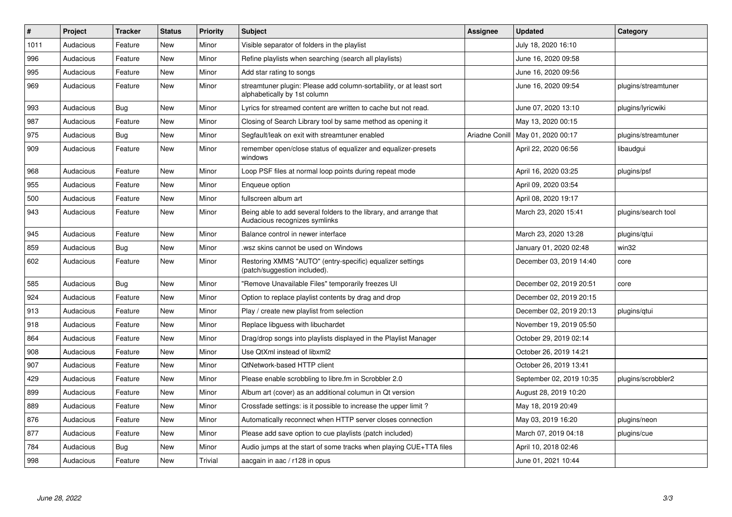| # | Project | Tracker | Status | Priority | Subject | Assignee | Updated | Category |
|---|---|---|---|---|---|---|---|---|
| 1011 | Audacious | Feature | New | Minor | Visible separator of folders in the playlist | | July 18, 2020 16:10 | |
| 996 | Audacious | Feature | New | Minor | Refine playlists when searching (search all playlists) | | June 16, 2020 09:58 | |
| 995 | Audacious | Feature | New | Minor | Add star rating to songs | | June 16, 2020 09:56 | |
| 969 | Audacious | Feature | New | Minor | streamtuner plugin: Please add column-sortability, or at least sort alphabetically by 1st column | | June 16, 2020 09:54 | plugins/streamtuner |
| 993 | Audacious | Bug | New | Minor | Lyrics for streamed content are written to cache but not read. | | June 07, 2020 13:10 | plugins/lyricwiki |
| 987 | Audacious | Feature | New | Minor | Closing of Search Library tool by same method as opening it | | May 13, 2020 00:15 | |
| 975 | Audacious | Bug | New | Minor | Segfault/leak on exit with streamtuner enabled | Ariadne Conill | May 01, 2020 00:17 | plugins/streamtuner |
| 909 | Audacious | Feature | New | Minor | remember open/close status of equalizer and equalizer-presets windows | | April 22, 2020 06:56 | libaudgui |
| 968 | Audacious | Feature | New | Minor | Loop PSF files at normal loop points during repeat mode | | April 16, 2020 03:25 | plugins/psf |
| 955 | Audacious | Feature | New | Minor | Enqueue option | | April 09, 2020 03:54 | |
| 500 | Audacious | Feature | New | Minor | fullscreen album art | | April 08, 2020 19:17 | |
| 943 | Audacious | Feature | New | Minor | Being able to add several folders to the library, and arrange that Audacious recognizes symlinks | | March 23, 2020 15:41 | plugins/search tool |
| 945 | Audacious | Feature | New | Minor | Balance control in newer interface | | March 23, 2020 13:28 | plugins/qtui |
| 859 | Audacious | Bug | New | Minor | .wsz skins cannot be used on Windows | | January 01, 2020 02:48 | win32 |
| 602 | Audacious | Feature | New | Minor | Restoring XMMS "AUTO" (entry-specific) equalizer settings (patch/suggestion included). | | December 03, 2019 14:40 | core |
| 585 | Audacious | Bug | New | Minor | "Remove Unavailable Files" temporarily freezes UI | | December 02, 2019 20:51 | core |
| 924 | Audacious | Feature | New | Minor | Option to replace playlist contents by drag and drop | | December 02, 2019 20:15 | |
| 913 | Audacious | Feature | New | Minor | Play / create new playlist from selection | | December 02, 2019 20:13 | plugins/qtui |
| 918 | Audacious | Feature | New | Minor | Replace libguess with libuchardet | | November 19, 2019 05:50 | |
| 864 | Audacious | Feature | New | Minor | Drag/drop songs into playlists displayed in the Playlist Manager | | October 29, 2019 02:14 | |
| 908 | Audacious | Feature | New | Minor | Use QtXml instead of libxml2 | | October 26, 2019 14:21 | |
| 907 | Audacious | Feature | New | Minor | QtNetwork-based HTTP client | | October 26, 2019 13:41 | |
| 429 | Audacious | Feature | New | Minor | Please enable scrobbling to libre.fm in Scrobbler 2.0 | | September 02, 2019 10:35 | plugins/scrobbler2 |
| 899 | Audacious | Feature | New | Minor | Album art (cover) as an additional columun in Qt version | | August 28, 2019 10:20 | |
| 889 | Audacious | Feature | New | Minor | Crossfade settings: is it possible to increase the upper limit ? | | May 18, 2019 20:49 | |
| 876 | Audacious | Feature | New | Minor | Automatically reconnect when HTTP server closes connection | | May 03, 2019 16:20 | plugins/neon |
| 877 | Audacious | Feature | New | Minor | Please add save option to cue playlists (patch included) | | March 07, 2019 04:18 | plugins/cue |
| 784 | Audacious | Bug | New | Minor | Audio jumps at the start of some tracks when playing CUE+TTA files | | April 10, 2018 02:46 | |
| 998 | Audacious | Feature | New | Trivial | aacgain in aac / r128 in opus | | June 01, 2021 10:44 | |

*June 28, 2022*